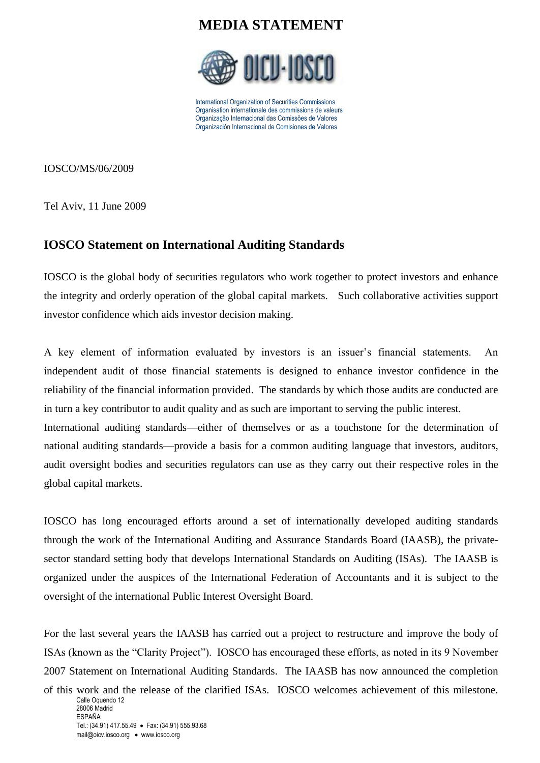# MEDIA STATEMENT

International Organization of Securities Commissions
Organisation internationale des commissions de valeurs
Organização Internacional das Comissões de Valores
Organización Internacional de Comisiones de Valores

IOSCO/MS/06/2009

Tel Aviv, 11 June 2009

## IOSCO Statement on International Auditing Standards

IOSCO is the global body of securities regulators who work together to protect investors and enhance the integrity and orderly operation of the global capital markets. Such collaborative activities support investor confidence which aids investor decision making.

A key element of information evaluated by investors is an issuer's financial statements. An independent audit of those financial statements is designed to enhance investor confidence in the reliability of the financial information provided. The standards by which those audits are conducted are in turn a key contributor to audit quality and as such are important to serving the public interest. International auditing standards—either of themselves or as a touchstone for the determination of national auditing standards—provide a basis for a common auditing language that investors, auditors, audit oversight bodies and securities regulators can use as they carry out their respective roles in the global capital markets.

IOSCO has long encouraged efforts around a set of internationally developed auditing standards through the work of the International Auditing and Assurance Standards Board (IAASB), the private-sector standard setting body that develops International Standards on Auditing (ISAs). The IAASB is organized under the auspices of the International Federation of Accountants and it is subject to the oversight of the international Public Interest Oversight Board.

For the last several years the IAASB has carried out a project to restructure and improve the body of ISAs (known as the "Clarity Project"). IOSCO has encouraged these efforts, as noted in its 9 November 2007 Statement on International Auditing Standards. The IAASB has now announced the completion of this work and the release of the clarified ISAs. IOSCO welcomes achievement of this milestone.

Calle Oquendo 12
28006 Madrid
ESPAÑA
Tel.: (34.91) 417.55.49 • Fax: (34.91) 555.93.68
mail@oicv.iosco.org • www.iosco.org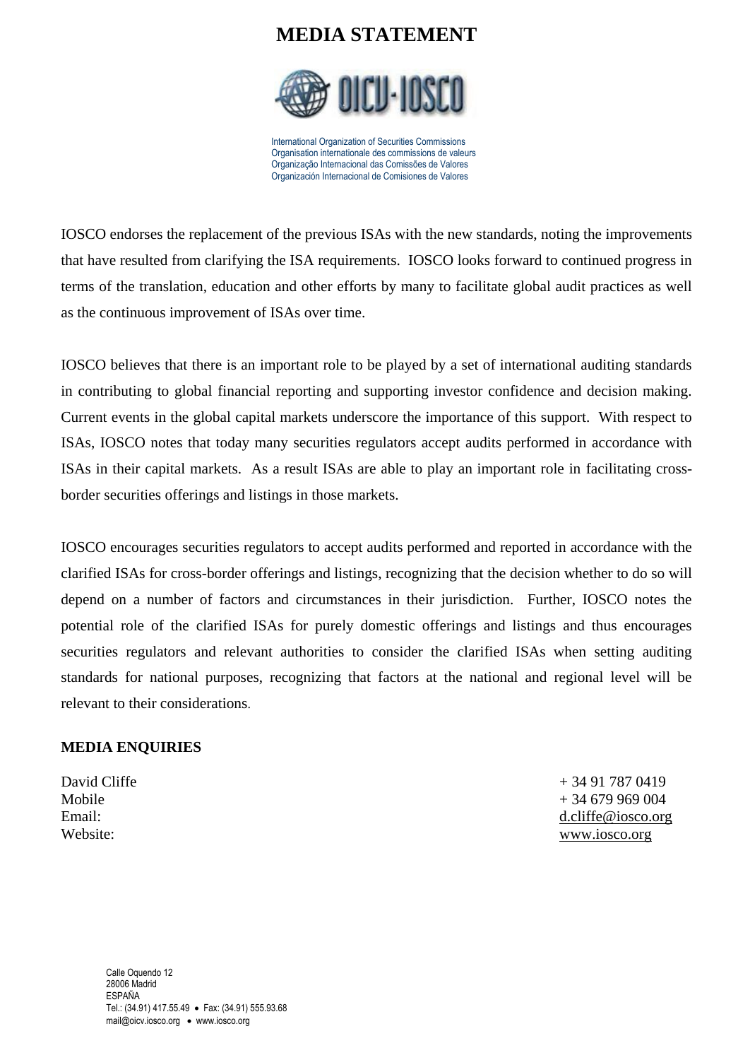# MEDIA STATEMENT

International Organization of Securities Commissions
Organisation internationale des commissions de valeurs
Organização Internacional das Comissões de Valores
Organización Internacional de Comisiones de Valores

IOSCO endorses the replacement of the previous ISAs with the new standards, noting the improvements that have resulted from clarifying the ISA requirements. IOSCO looks forward to continued progress in terms of the translation, education and other efforts by many to facilitate global audit practices as well as the continuous improvement of ISAs over time.

IOSCO believes that there is an important role to be played by a set of international auditing standards in contributing to global financial reporting and supporting investor confidence and decision making. Current events in the global capital markets underscore the importance of this support. With respect to ISAs, IOSCO notes that today many securities regulators accept audits performed in accordance with ISAs in their capital markets. As a result ISAs are able to play an important role in facilitating cross-border securities offerings and listings in those markets.

IOSCO encourages securities regulators to accept audits performed and reported in accordance with the clarified ISAs for cross-border offerings and listings, recognizing that the decision whether to do so will depend on a number of factors and circumstances in their jurisdiction. Further, IOSCO notes the potential role of the clarified ISAs for purely domestic offerings and listings and thus encourages securities regulators and relevant authorities to consider the clarified ISAs when setting auditing standards for national purposes, recognizing that factors at the national and regional level will be relevant to their considerations.

**MEDIA ENQUIRIES**

| | |
|---|---|
| David Cliffe | + 34 91 787 0419 |
| Mobile | + 34 679 969 004 |
| Email: | d.cliffe@iosco.org |
| Website: | www.iosco.org |

Calle Oquendo 12
28006 Madrid
ESPAÑA
Tel.: (34.91) 417.55.49 • Fax: (34.91) 555.93.68
mail@oicv.iosco.org • www.iosco.org